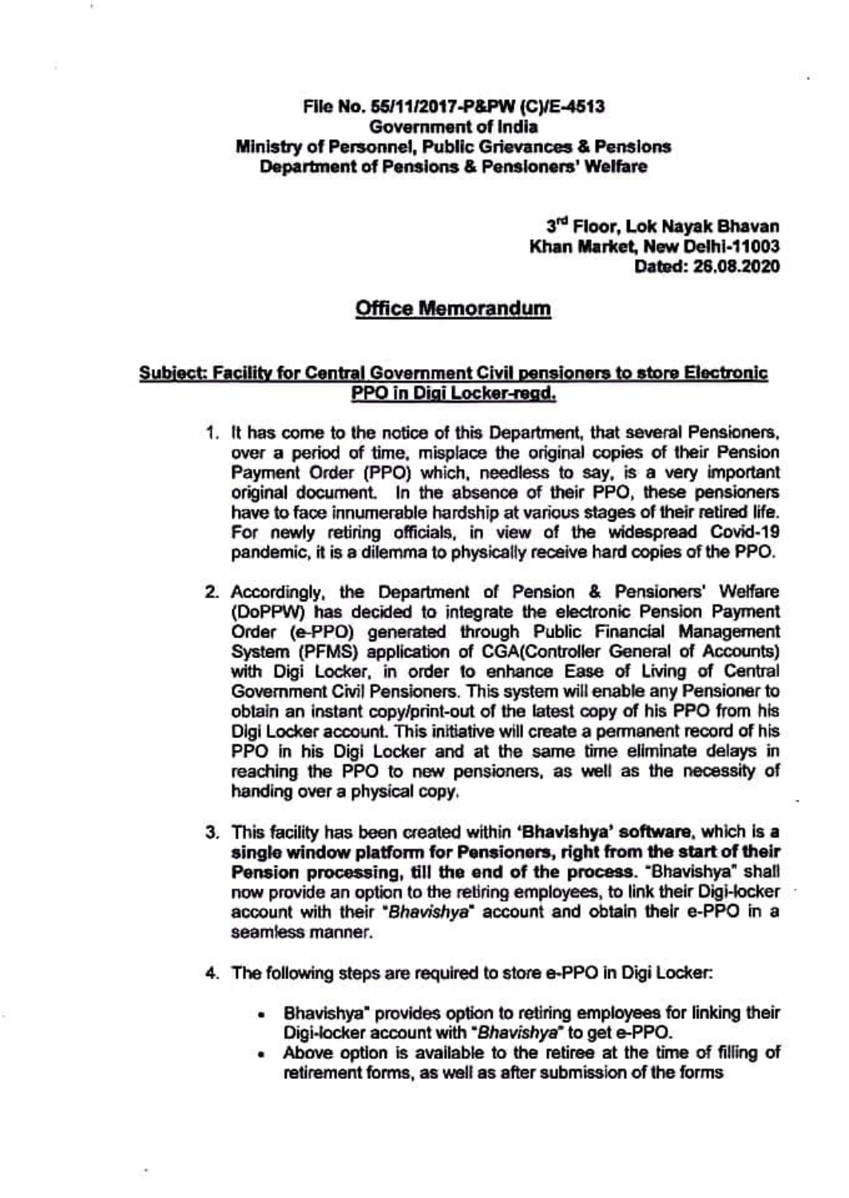**File No. 55/11/2017-P&PW (C)/E-4513**
**Government of India**
**Ministry of Personnel, Public Grievances & Pensions**
**Department of Pensions & Pensioners' Welfare**

**3rd Floor, Lok Nayak Bhavan**
**Khan Market, New Delhi-11003**
**Dated: 26.08.2020**

## Office Memorandum

**Subject: Facility for Central Government Civil pensioners to store Electronic PPO in Digi Locker-regd.**

1. It has come to the notice of this Department, that several Pensioners, over a period of time, misplace the original copies of their Pension Payment Order (PPO) which, needless to say, is a very important original document. In the absence of their PPO, these pensioners have to face innumerable hardship at various stages of their retired life. For newly retiring officials, in view of the widespread Covid-19 pandemic, it is a dilemma to physically receive hard copies of the PPO.

2. Accordingly, the Department of Pension & Pensioners' Welfare (DoPPW) has decided to integrate the electronic Pension Payment Order (e-PPO) generated through Public Financial Management System (PFMS) application of CGA(Controller General of Accounts) with Digi Locker, in order to enhance Ease of Living of Central Government Civil Pensioners. This system will enable any Pensioner to obtain an instant copy/print-out of the latest copy of his PPO from his Digi Locker account. This initiative will create a permanent record of his PPO in his Digi Locker and at the same time eliminate delays in reaching the PPO to new pensioners, as well as the necessity of handing over a physical copy.

3. This facility has been created within **'Bhavishya' software, which is a single window platform for Pensioners, right from the start of their Pension processing, till the end of the process.** "Bhavishya" shall now provide an option to the retiring employees, to link their Digi-locker account with their "*Bhavishya*" account and obtain their e-PPO in a seamless manner.

4. The following steps are required to store e-PPO in Digi Locker:

   - Bhavishya" provides option to retiring employees for linking their Digi-locker account with "*Bhavishya*" to get e-PPO.
   - Above option is available to the retiree at the time of filling of retirement forms, as well as after submission of the forms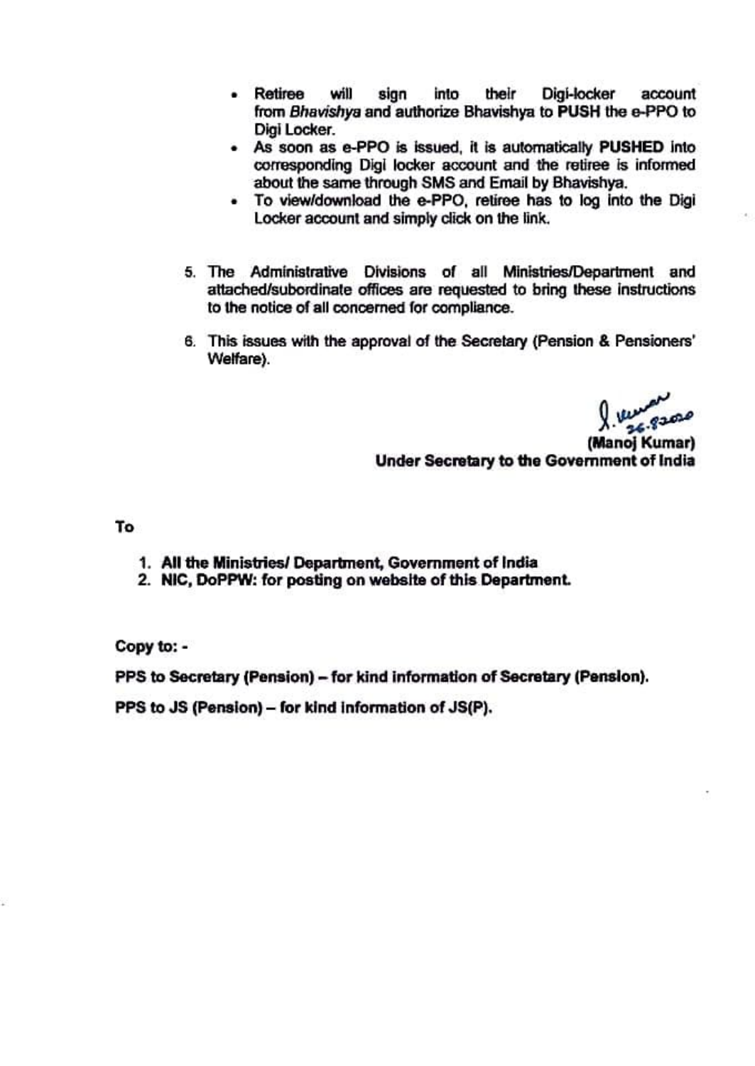- Retiree will sign into their Digi-locker account from *Bhavishya* and authorize Bhavishya to **PUSH** the e-PPO to Digi Locker.
- As soon as e-PPO is issued, it is automatically **PUSHED** into corresponding Digi locker account and the retiree is informed about the same through SMS and Email by Bhavishya.
- To view/download the e-PPO, retiree has to log into the Digi Locker account and simply click on the link.

5. The Administrative Divisions of all Ministries/Department and attached/subordinate offices are requested to bring these instructions to the notice of all concerned for compliance.

6. This issues with the approval of the Secretary (Pension & Pensioners' Welfare).

**(Manoj Kumar)**
**Under Secretary to the Government of India**

**To**

1. **All the Ministries/ Department, Government of India**
2. **NIC, DoPPW: for posting on website of this Department.**

**Copy to: -**

**PPS to Secretary (Pension) – for kind information of Secretary (Pension).**

**PPS to JS (Pension) – for kind information of JS(P).**